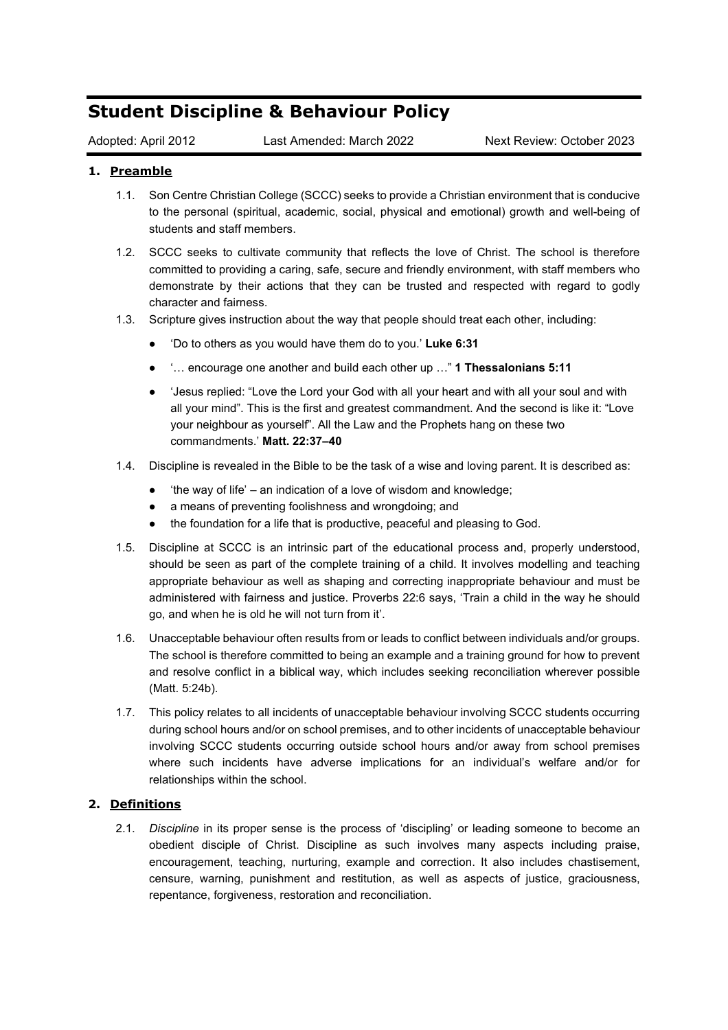# Student Discipline & Behaviour Policy

Adopted: April 2012 | Last Amended: March 2022 | Next Review: October 2023

## 1. Preamble

1.1. Son Centre Christian College (SCCC) seeks to provide a Christian environment that is conducive to the personal (spiritual, academic, social, physical and emotional) growth and well-being of students and staff members.

1.2. SCCC seeks to cultivate community that reflects the love of Christ. The school is therefore committed to providing a caring, safe, secure and friendly environment, with staff members who demonstrate by their actions that they can be trusted and respected with regard to godly character and fairness.

1.3. Scripture gives instruction about the way that people should treat each other, including:

- 'Do to others as you would have them do to you.' **Luke 6:31**
- '… encourage one another and build each other up …" **1 Thessalonians 5:11**
- 'Jesus replied: "Love the Lord your God with all your heart and with all your soul and with all your mind". This is the first and greatest commandment. And the second is like it: "Love your neighbour as yourself". All the Law and the Prophets hang on these two commandments.' **Matt. 22:37–40**

1.4. Discipline is revealed in the Bible to be the task of a wise and loving parent. It is described as:

- 'the way of life' – an indication of a love of wisdom and knowledge;
- a means of preventing foolishness and wrongdoing; and
- the foundation for a life that is productive, peaceful and pleasing to God.

1.5. Discipline at SCCC is an intrinsic part of the educational process and, properly understood, should be seen as part of the complete training of a child. It involves modelling and teaching appropriate behaviour as well as shaping and correcting inappropriate behaviour and must be administered with fairness and justice. Proverbs 22:6 says, 'Train a child in the way he should go, and when he is old he will not turn from it'.

1.6. Unacceptable behaviour often results from or leads to conflict between individuals and/or groups. The school is therefore committed to being an example and a training ground for how to prevent and resolve conflict in a biblical way, which includes seeking reconciliation wherever possible (Matt. 5:24b).

1.7. This policy relates to all incidents of unacceptable behaviour involving SCCC students occurring during school hours and/or on school premises, and to other incidents of unacceptable behaviour involving SCCC students occurring outside school hours and/or away from school premises where such incidents have adverse implications for an individual's welfare and/or for relationships within the school.

## 2. Definitions

2.1. *Discipline* in its proper sense is the process of 'discipling' or leading someone to become an obedient disciple of Christ. Discipline as such involves many aspects including praise, encouragement, teaching, nurturing, example and correction. It also includes chastisement, censure, warning, punishment and restitution, as well as aspects of justice, graciousness, repentance, forgiveness, restoration and reconciliation.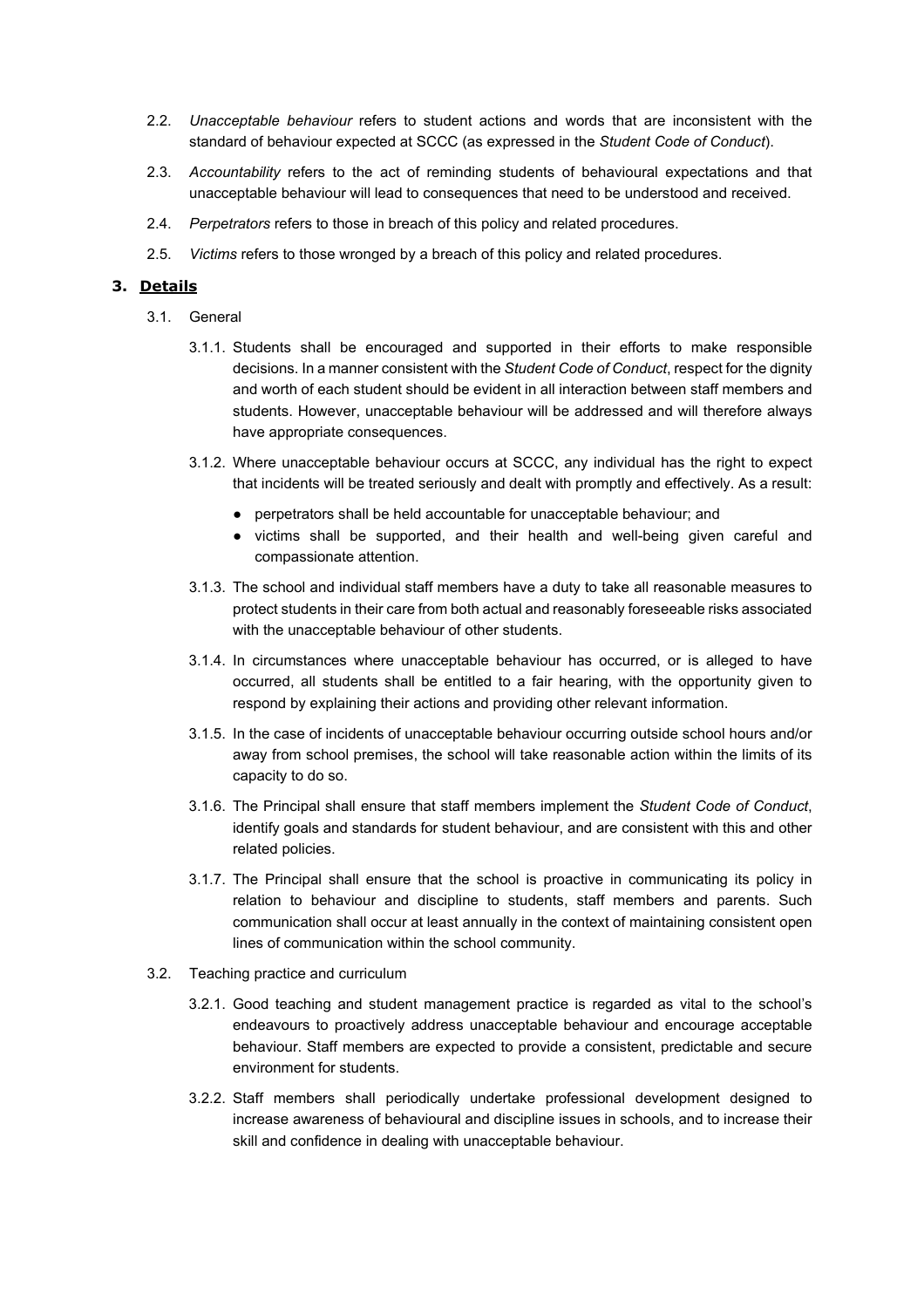2.2. *Unacceptable behaviour* refers to student actions and words that are inconsistent with the standard of behaviour expected at SCCC (as expressed in the *Student Code of Conduct*).

2.3. *Accountability* refers to the act of reminding students of behavioural expectations and that unacceptable behaviour will lead to consequences that need to be understood and received.

2.4. *Perpetrators* refers to those in breach of this policy and related procedures.

2.5. *Victims* refers to those wronged by a breach of this policy and related procedures.

## 3. Details

3.1. General

3.1.1. Students shall be encouraged and supported in their efforts to make responsible decisions. In a manner consistent with the *Student Code of Conduct*, respect for the dignity and worth of each student should be evident in all interaction between staff members and students. However, unacceptable behaviour will be addressed and will therefore always have appropriate consequences.

3.1.2. Where unacceptable behaviour occurs at SCCC, any individual has the right to expect that incidents will be treated seriously and dealt with promptly and effectively. As a result:

- perpetrators shall be held accountable for unacceptable behaviour; and
- victims shall be supported, and their health and well-being given careful and compassionate attention.

3.1.3. The school and individual staff members have a duty to take all reasonable measures to protect students in their care from both actual and reasonably foreseeable risks associated with the unacceptable behaviour of other students.

3.1.4. In circumstances where unacceptable behaviour has occurred, or is alleged to have occurred, all students shall be entitled to a fair hearing, with the opportunity given to respond by explaining their actions and providing other relevant information.

3.1.5. In the case of incidents of unacceptable behaviour occurring outside school hours and/or away from school premises, the school will take reasonable action within the limits of its capacity to do so.

3.1.6. The Principal shall ensure that staff members implement the *Student Code of Conduct*, identify goals and standards for student behaviour, and are consistent with this and other related policies.

3.1.7. The Principal shall ensure that the school is proactive in communicating its policy in relation to behaviour and discipline to students, staff members and parents. Such communication shall occur at least annually in the context of maintaining consistent open lines of communication within the school community.

3.2. Teaching practice and curriculum

3.2.1. Good teaching and student management practice is regarded as vital to the school's endeavours to proactively address unacceptable behaviour and encourage acceptable behaviour. Staff members are expected to provide a consistent, predictable and secure environment for students.

3.2.2. Staff members shall periodically undertake professional development designed to increase awareness of behavioural and discipline issues in schools, and to increase their skill and confidence in dealing with unacceptable behaviour.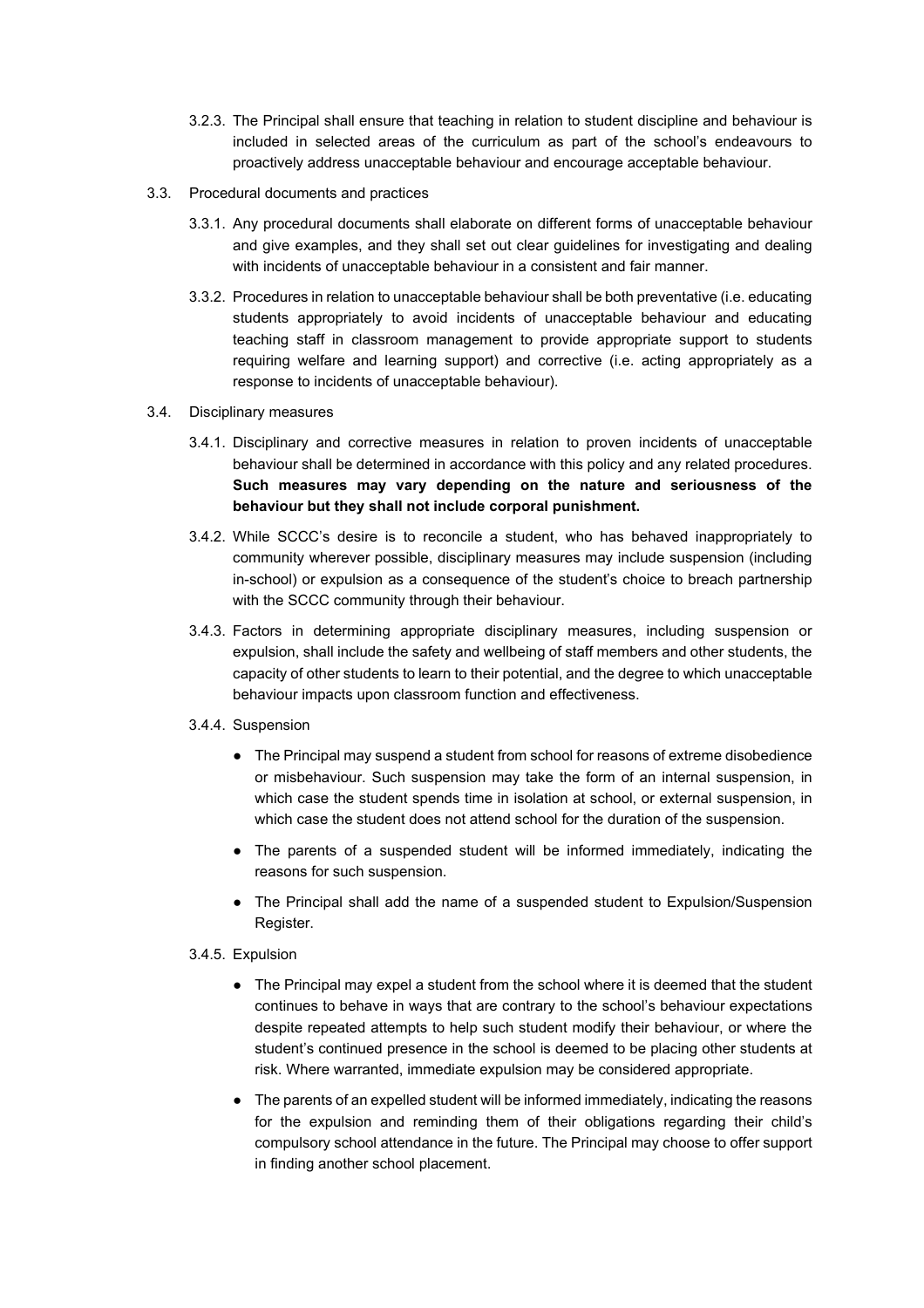3.2.3. The Principal shall ensure that teaching in relation to student discipline and behaviour is included in selected areas of the curriculum as part of the school's endeavours to proactively address unacceptable behaviour and encourage acceptable behaviour.

3.3. Procedural documents and practices

3.3.1. Any procedural documents shall elaborate on different forms of unacceptable behaviour and give examples, and they shall set out clear guidelines for investigating and dealing with incidents of unacceptable behaviour in a consistent and fair manner.

3.3.2. Procedures in relation to unacceptable behaviour shall be both preventative (i.e. educating students appropriately to avoid incidents of unacceptable behaviour and educating teaching staff in classroom management to provide appropriate support to students requiring welfare and learning support) and corrective (i.e. acting appropriately as a response to incidents of unacceptable behaviour).

3.4. Disciplinary measures

3.4.1. Disciplinary and corrective measures in relation to proven incidents of unacceptable behaviour shall be determined in accordance with this policy and any related procedures. **Such measures may vary depending on the nature and seriousness of the behaviour but they shall not include corporal punishment.**

3.4.2. While SCCC's desire is to reconcile a student, who has behaved inappropriately to community wherever possible, disciplinary measures may include suspension (including in-school) or expulsion as a consequence of the student's choice to breach partnership with the SCCC community through their behaviour.

3.4.3. Factors in determining appropriate disciplinary measures, including suspension or expulsion, shall include the safety and wellbeing of staff members and other students, the capacity of other students to learn to their potential, and the degree to which unacceptable behaviour impacts upon classroom function and effectiveness.

3.4.4. Suspension

- The Principal may suspend a student from school for reasons of extreme disobedience or misbehaviour. Such suspension may take the form of an internal suspension, in which case the student spends time in isolation at school, or external suspension, in which case the student does not attend school for the duration of the suspension.
- The parents of a suspended student will be informed immediately, indicating the reasons for such suspension.
- The Principal shall add the name of a suspended student to Expulsion/Suspension Register.

3.4.5. Expulsion

- The Principal may expel a student from the school where it is deemed that the student continues to behave in ways that are contrary to the school's behaviour expectations despite repeated attempts to help such student modify their behaviour, or where the student's continued presence in the school is deemed to be placing other students at risk. Where warranted, immediate expulsion may be considered appropriate.
- The parents of an expelled student will be informed immediately, indicating the reasons for the expulsion and reminding them of their obligations regarding their child's compulsory school attendance in the future. The Principal may choose to offer support in finding another school placement.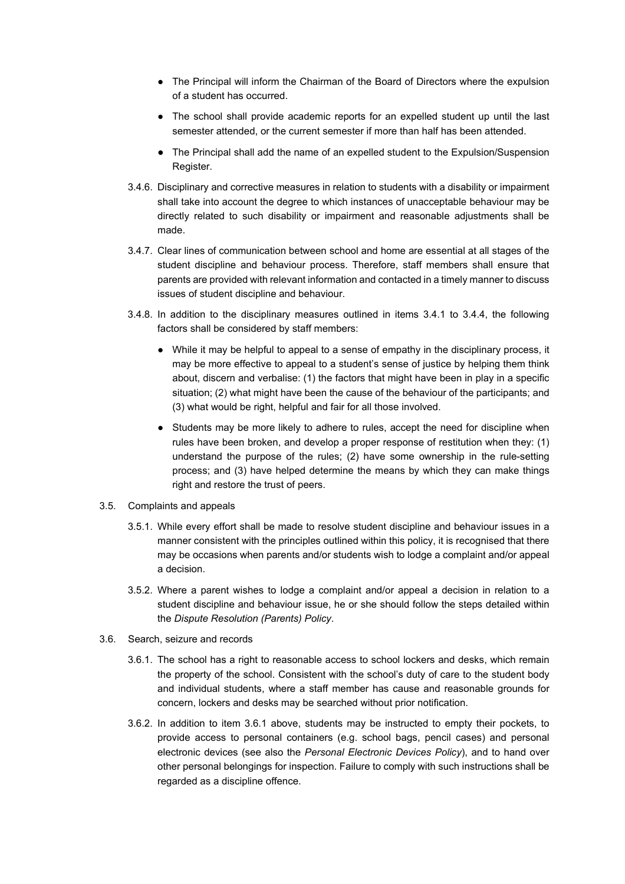- The Principal will inform the Chairman of the Board of Directors where the expulsion of a student has occurred.
- The school shall provide academic reports for an expelled student up until the last semester attended, or the current semester if more than half has been attended.
- The Principal shall add the name of an expelled student to the Expulsion/Suspension Register.

3.4.6. Disciplinary and corrective measures in relation to students with a disability or impairment shall take into account the degree to which instances of unacceptable behaviour may be directly related to such disability or impairment and reasonable adjustments shall be made.

3.4.7. Clear lines of communication between school and home are essential at all stages of the student discipline and behaviour process. Therefore, staff members shall ensure that parents are provided with relevant information and contacted in a timely manner to discuss issues of student discipline and behaviour.

3.4.8. In addition to the disciplinary measures outlined in items 3.4.1 to 3.4.4, the following factors shall be considered by staff members:

- While it may be helpful to appeal to a sense of empathy in the disciplinary process, it may be more effective to appeal to a student's sense of justice by helping them think about, discern and verbalise: (1) the factors that might have been in play in a specific situation; (2) what might have been the cause of the behaviour of the participants; and (3) what would be right, helpful and fair for all those involved.
- Students may be more likely to adhere to rules, accept the need for discipline when rules have been broken, and develop a proper response of restitution when they: (1) understand the purpose of the rules; (2) have some ownership in the rule-setting process; and (3) have helped determine the means by which they can make things right and restore the trust of peers.

3.5. Complaints and appeals

3.5.1. While every effort shall be made to resolve student discipline and behaviour issues in a manner consistent with the principles outlined within this policy, it is recognised that there may be occasions when parents and/or students wish to lodge a complaint and/or appeal a decision.

3.5.2. Where a parent wishes to lodge a complaint and/or appeal a decision in relation to a student discipline and behaviour issue, he or she should follow the steps detailed within the *Dispute Resolution (Parents) Policy*.

3.6. Search, seizure and records

3.6.1. The school has a right to reasonable access to school lockers and desks, which remain the property of the school. Consistent with the school's duty of care to the student body and individual students, where a staff member has cause and reasonable grounds for concern, lockers and desks may be searched without prior notification.

3.6.2. In addition to item 3.6.1 above, students may be instructed to empty their pockets, to provide access to personal containers (e.g. school bags, pencil cases) and personal electronic devices (see also the *Personal Electronic Devices Policy*), and to hand over other personal belongings for inspection. Failure to comply with such instructions shall be regarded as a discipline offence.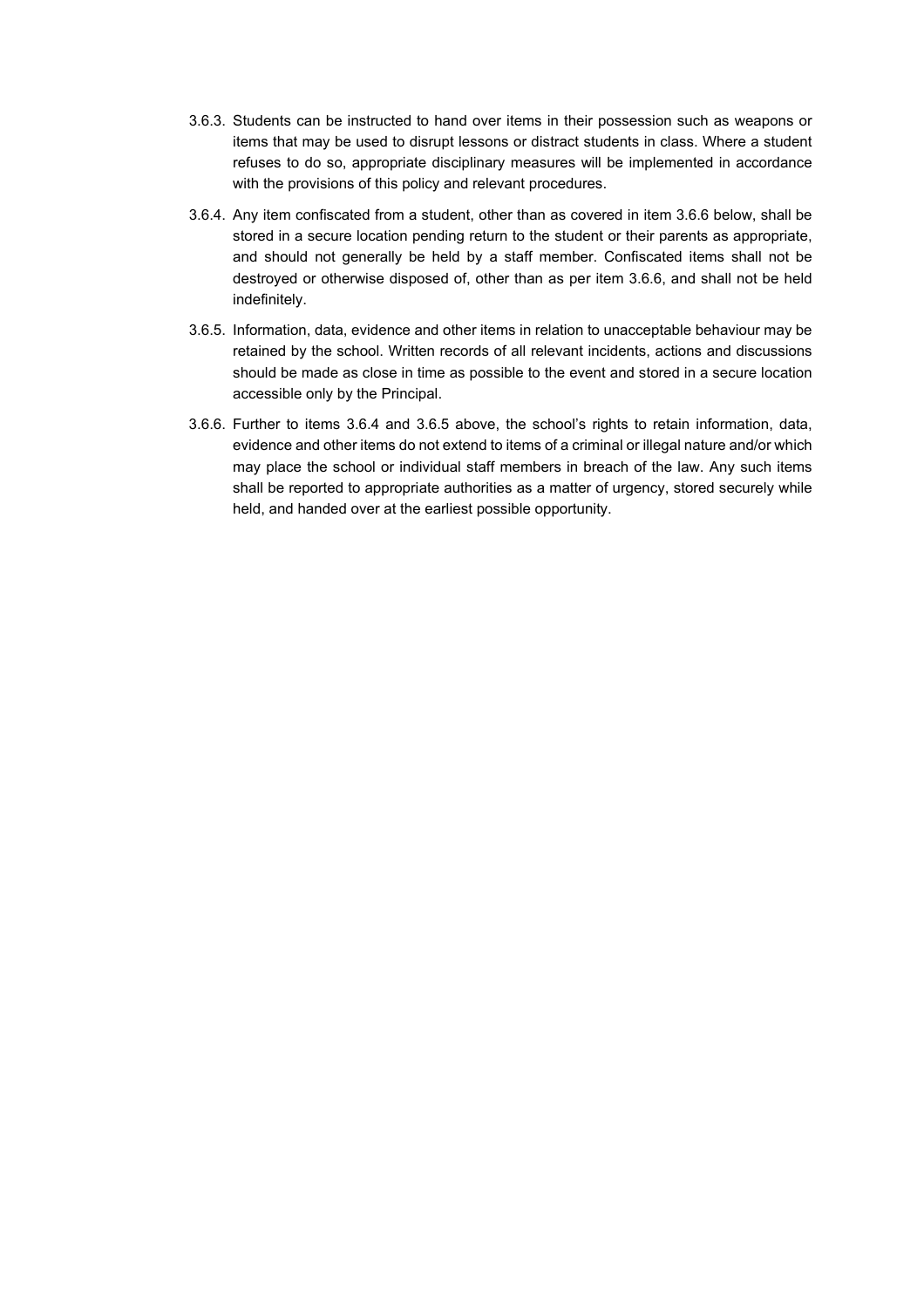3.6.3. Students can be instructed to hand over items in their possession such as weapons or items that may be used to disrupt lessons or distract students in class. Where a student refuses to do so, appropriate disciplinary measures will be implemented in accordance with the provisions of this policy and relevant procedures.

3.6.4. Any item confiscated from a student, other than as covered in item 3.6.6 below, shall be stored in a secure location pending return to the student or their parents as appropriate, and should not generally be held by a staff member. Confiscated items shall not be destroyed or otherwise disposed of, other than as per item 3.6.6, and shall not be held indefinitely.

3.6.5. Information, data, evidence and other items in relation to unacceptable behaviour may be retained by the school. Written records of all relevant incidents, actions and discussions should be made as close in time as possible to the event and stored in a secure location accessible only by the Principal.

3.6.6. Further to items 3.6.4 and 3.6.5 above, the school's rights to retain information, data, evidence and other items do not extend to items of a criminal or illegal nature and/or which may place the school or individual staff members in breach of the law. Any such items shall be reported to appropriate authorities as a matter of urgency, stored securely while held, and handed over at the earliest possible opportunity.